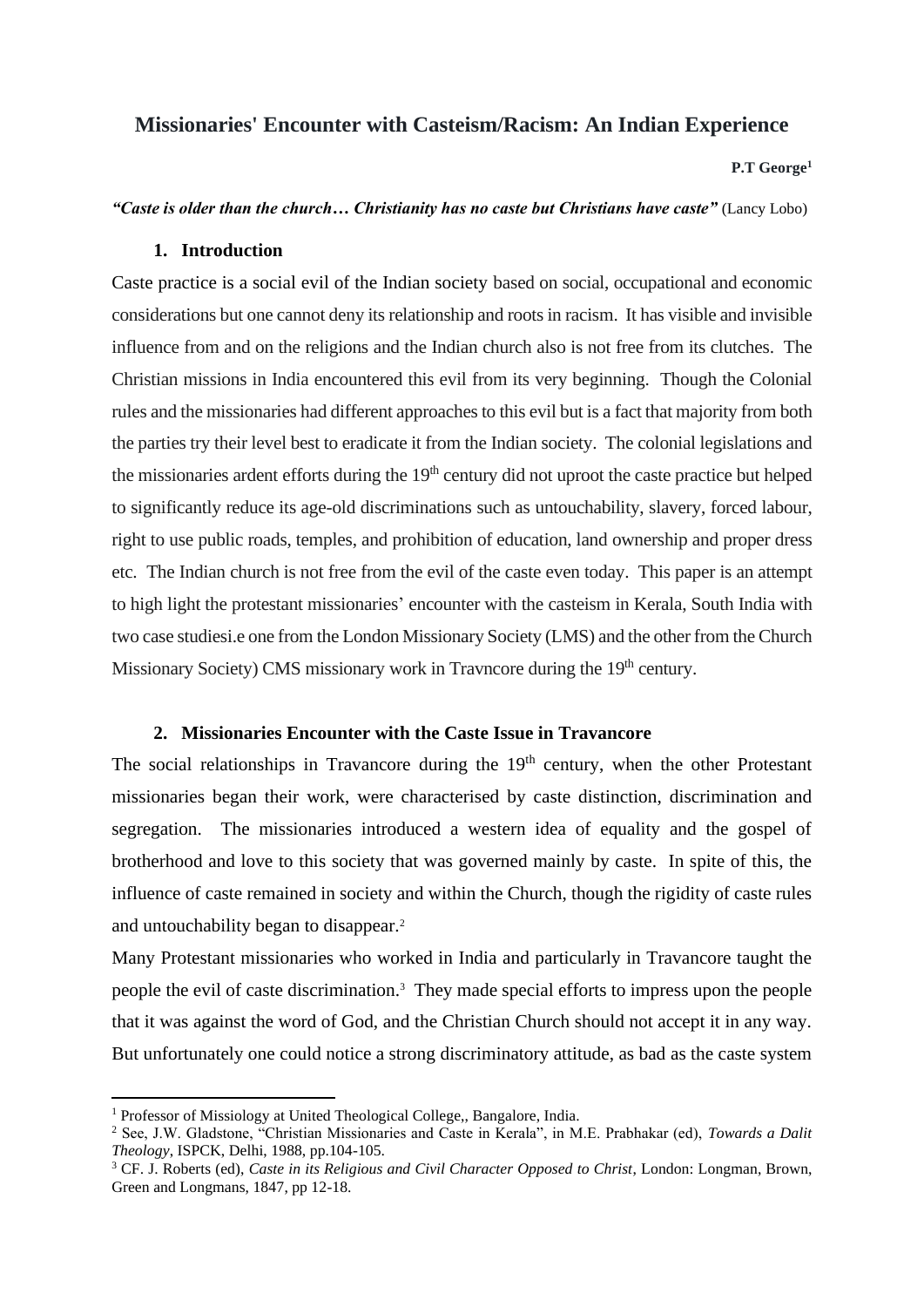# Missionaries' Encounter with Casteism/Racism: An Indian Experience

**P.T George**[1]

***"Caste is older than the church… Christianity has no caste but Christians have caste"*** (Lancy Lobo)

## 1. Introduction

Caste practice is a social evil of the Indian society based on social, occupational and economic considerations but one cannot deny its relationship and roots in racism. It has visible and invisible influence from and on the religions and the Indian church also is not free from its clutches. The Christian missions in India encountered this evil from its very beginning. Though the Colonial rules and the missionaries had different approaches to this evil but is a fact that majority from both the parties try their level best to eradicate it from the Indian society. The colonial legislations and the missionaries ardent efforts during the 19th century did not uproot the caste practice but helped to significantly reduce its age-old discriminations such as untouchability, slavery, forced labour, right to use public roads, temples, and prohibition of education, land ownership and proper dress etc. The Indian church is not free from the evil of the caste even today. This paper is an attempt to high light the protestant missionaries' encounter with the casteism in Kerala, South India with two case studiesi.e one from the London Missionary Society (LMS) and the other from the Church Missionary Society) CMS missionary work in Travncore during the 19th century.

## 2. Missionaries Encounter with the Caste Issue in Travancore

The social relationships in Travancore during the 19th century, when the other Protestant missionaries began their work, were characterised by caste distinction, discrimination and segregation. The missionaries introduced a western idea of equality and the gospel of brotherhood and love to this society that was governed mainly by caste. In spite of this, the influence of caste remained in society and within the Church, though the rigidity of caste rules and untouchability began to disappear.[2]

Many Protestant missionaries who worked in India and particularly in Travancore taught the people the evil of caste discrimination.[3] They made special efforts to impress upon the people that it was against the word of God, and the Christian Church should not accept it in any way. But unfortunately one could notice a strong discriminatory attitude, as bad as the caste system

---

[1] Professor of Missiology at United Theological College,, Bangalore, India.

[2] See, J.W. Gladstone, "Christian Missionaries and Caste in Kerala", in M.E. Prabhakar (ed), *Towards a Dalit Theology*, ISPCK, Delhi, 1988, pp.104-105.

[3] CF. J. Roberts (ed), *Caste in its Religious and Civil Character Opposed to Christ*, London: Longman, Brown, Green and Longmans, 1847, pp 12-18.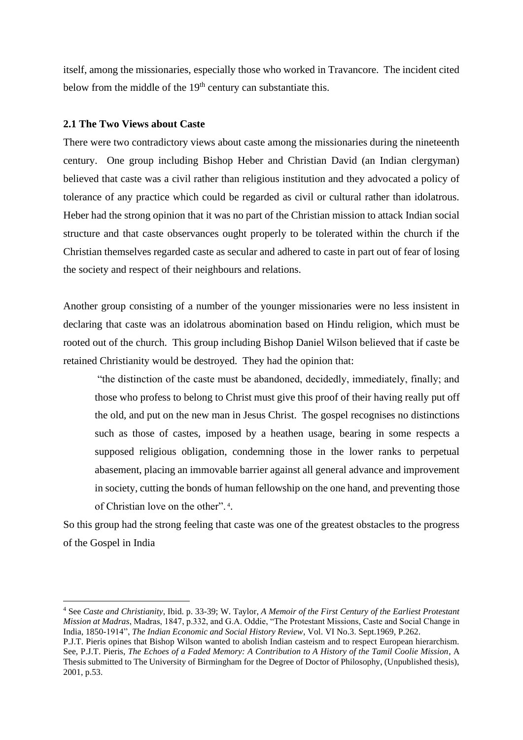itself, among the missionaries, especially those who worked in Travancore. The incident cited below from the middle of the 19th century can substantiate this.

### 2.1 The Two Views about Caste

There were two contradictory views about caste among the missionaries during the nineteenth century. One group including Bishop Heber and Christian David (an Indian clergyman) believed that caste was a civil rather than religious institution and they advocated a policy of tolerance of any practice which could be regarded as civil or cultural rather than idolatrous. Heber had the strong opinion that it was no part of the Christian mission to attack Indian social structure and that caste observances ought properly to be tolerated within the church if the Christian themselves regarded caste as secular and adhered to caste in part out of fear of losing the society and respect of their neighbours and relations.

Another group consisting of a number of the younger missionaries were no less insistent in declaring that caste was an idolatrous abomination based on Hindu religion, which must be rooted out of the church. This group including Bishop Daniel Wilson believed that if caste be retained Christianity would be destroyed. They had the opinion that:

> "the distinction of the caste must be abandoned, decidedly, immediately, finally; and those who profess to belong to Christ must give this proof of their having really put off the old, and put on the new man in Jesus Christ. The gospel recognises no distinctions such as those of castes, imposed by a heathen usage, bearing in some respects a supposed religious obligation, condemning those in the lower ranks to perpetual abasement, placing an immovable barrier against all general advance and improvement in society, cutting the bonds of human fellowship on the one hand, and preventing those of Christian love on the other". [4].

So this group had the strong feeling that caste was one of the greatest obstacles to the progress of the Gospel in India

---

[4] See *Caste and Christianity*, Ibid. p. 33-39; W. Taylor, *A Memoir of the First Century of the Earliest Protestant Mission at Madras*, Madras, 1847, p.332, and G.A. Oddie, "The Protestant Missions, Caste and Social Change in India, 1850-1914", *The Indian Economic and Social History Review*, Vol. VI No.3. Sept.1969, P.262.

P.J.T. Pieris opines that Bishop Wilson wanted to abolish Indian casteism and to respect European hierarchism. See, P.J.T. Pieris, *The Echoes of a Faded Memory: A Contribution to A History of the Tamil Coolie Mission*, A Thesis submitted to The University of Birmingham for the Degree of Doctor of Philosophy, (Unpublished thesis), 2001, p.53.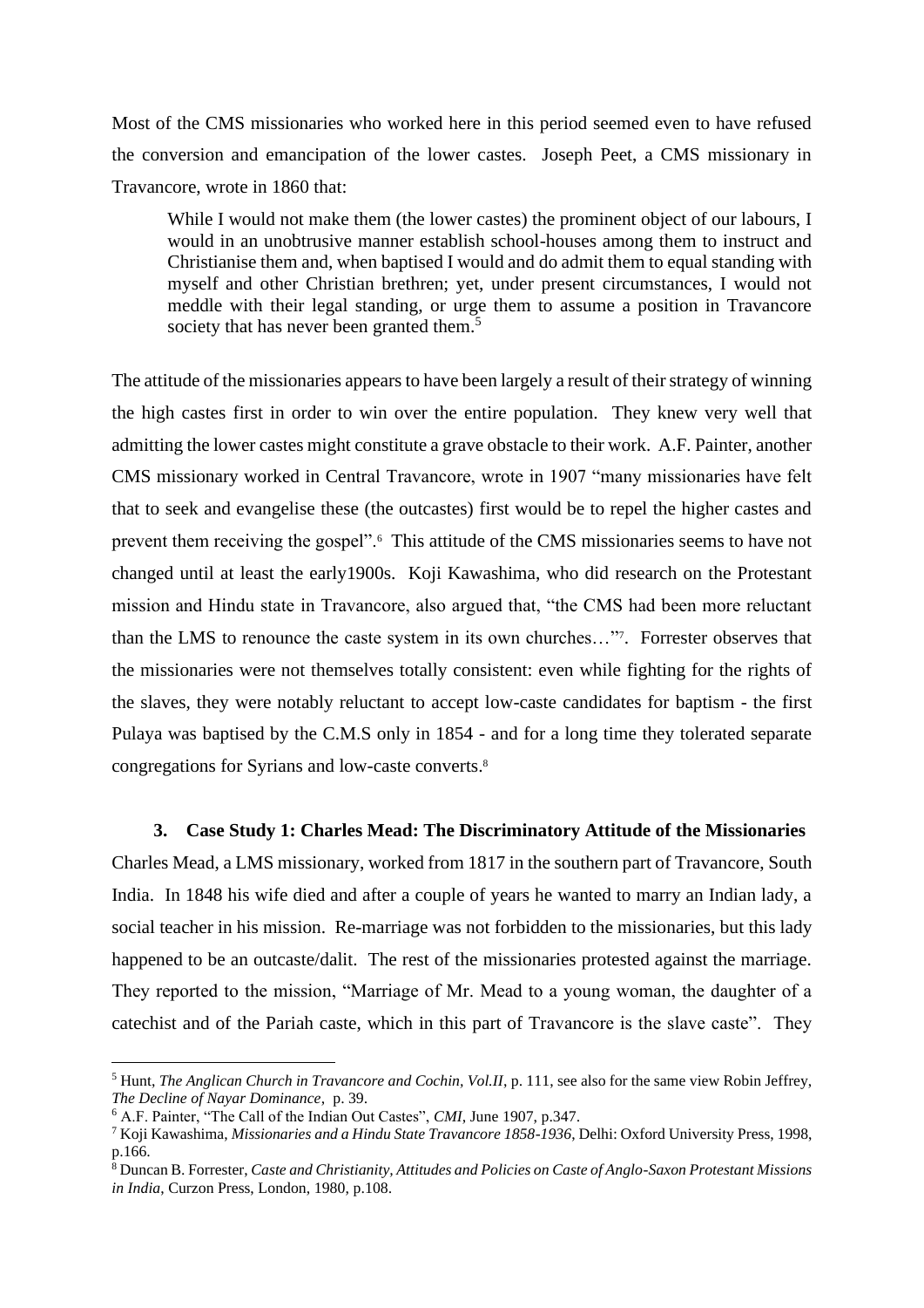Most of the CMS missionaries who worked here in this period seemed even to have refused the conversion and emancipation of the lower castes. Joseph Peet, a CMS missionary in Travancore, wrote in 1860 that:

> While I would not make them (the lower castes) the prominent object of our labours, I would in an unobtrusive manner establish school-houses among them to instruct and Christianise them and, when baptised I would and do admit them to equal standing with myself and other Christian brethren; yet, under present circumstances, I would not meddle with their legal standing, or urge them to assume a position in Travancore society that has never been granted them.[5]

The attitude of the missionaries appears to have been largely a result of their strategy of winning the high castes first in order to win over the entire population. They knew very well that admitting the lower castes might constitute a grave obstacle to their work. A.F. Painter, another CMS missionary worked in Central Travancore, wrote in 1907 "many missionaries have felt that to seek and evangelise these (the outcastes) first would be to repel the higher castes and prevent them receiving the gospel".[6] This attitude of the CMS missionaries seems to have not changed until at least the early1900s. Koji Kawashima, who did research on the Protestant mission and Hindu state in Travancore, also argued that, "the CMS had been more reluctant than the LMS to renounce the caste system in its own churches…"[7]. Forrester observes that the missionaries were not themselves totally consistent: even while fighting for the rights of the slaves, they were notably reluctant to accept low-caste candidates for baptism - the first Pulaya was baptised by the C.M.S only in 1854 - and for a long time they tolerated separate congregations for Syrians and low-caste converts.[8]

### 3. Case Study 1: Charles Mead: The Discriminatory Attitude of the Missionaries

Charles Mead, a LMS missionary, worked from 1817 in the southern part of Travancore, South India. In 1848 his wife died and after a couple of years he wanted to marry an Indian lady, a social teacher in his mission. Re-marriage was not forbidden to the missionaries, but this lady happened to be an outcaste/dalit. The rest of the missionaries protested against the marriage. They reported to the mission, "Marriage of Mr. Mead to a young woman, the daughter of a catechist and of the Pariah caste, which in this part of Travancore is the slave caste". They

---

[5] Hunt, *The Anglican Church in Travancore and Cochin, Vol.II*, p. 111, see also for the same view Robin Jeffrey, *The Decline of Nayar Dominance*, p. 39.

[6] A.F. Painter, "The Call of the Indian Out Castes", *CMI*, June 1907, p.347.

[7] Koji Kawashima, *Missionaries and a Hindu State Travancore 1858-1936*, Delhi: Oxford University Press, 1998, p.166.

[8] Duncan B. Forrester, *Caste and Christianity, Attitudes and Policies on Caste of Anglo-Saxon Protestant Missions in India*, Curzon Press, London, 1980, p.108.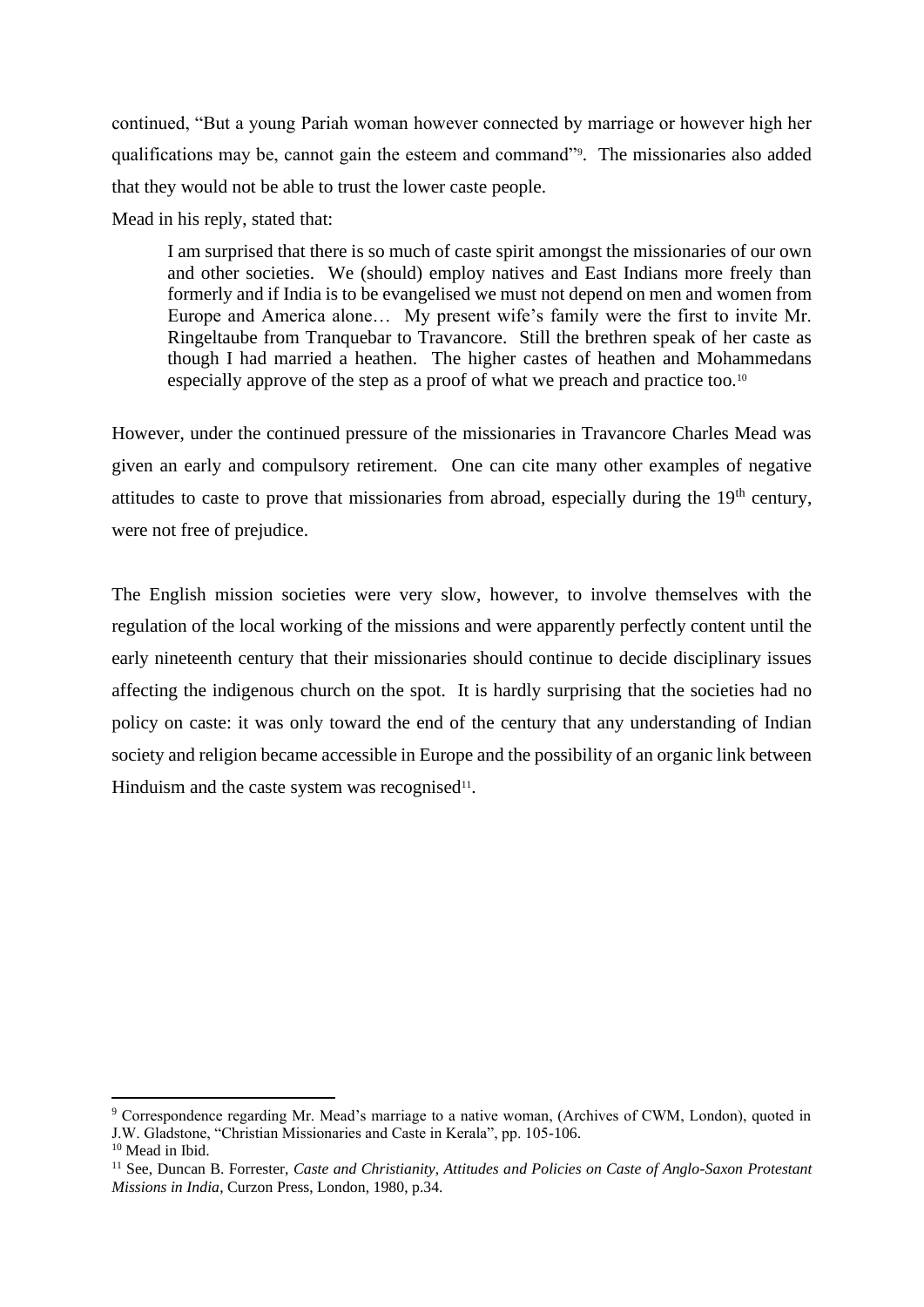continued, "But a young Pariah woman however connected by marriage or however high her qualifications may be, cannot gain the esteem and command"[9]. The missionaries also added that they would not be able to trust the lower caste people.

Mead in his reply, stated that:

> I am surprised that there is so much of caste spirit amongst the missionaries of our own and other societies. We (should) employ natives and East Indians more freely than formerly and if India is to be evangelised we must not depend on men and women from Europe and America alone… My present wife's family were the first to invite Mr. Ringeltaube from Tranquebar to Travancore. Still the brethren speak of her caste as though I had married a heathen. The higher castes of heathen and Mohammedans especially approve of the step as a proof of what we preach and practice too.[10]

However, under the continued pressure of the missionaries in Travancore Charles Mead was given an early and compulsory retirement. One can cite many other examples of negative attitudes to caste to prove that missionaries from abroad, especially during the 19th century, were not free of prejudice.

The English mission societies were very slow, however, to involve themselves with the regulation of the local working of the missions and were apparently perfectly content until the early nineteenth century that their missionaries should continue to decide disciplinary issues affecting the indigenous church on the spot. It is hardly surprising that the societies had no policy on caste: it was only toward the end of the century that any understanding of Indian society and religion became accessible in Europe and the possibility of an organic link between Hinduism and the caste system was recognised[11].

---

[9] Correspondence regarding Mr. Mead's marriage to a native woman, (Archives of CWM, London), quoted in J.W. Gladstone, "Christian Missionaries and Caste in Kerala", pp. 105-106.

[10] Mead in Ibid.

[11] See, Duncan B. Forrester, *Caste and Christianity, Attitudes and Policies on Caste of Anglo-Saxon Protestant Missions in India*, Curzon Press, London, 1980, p.34.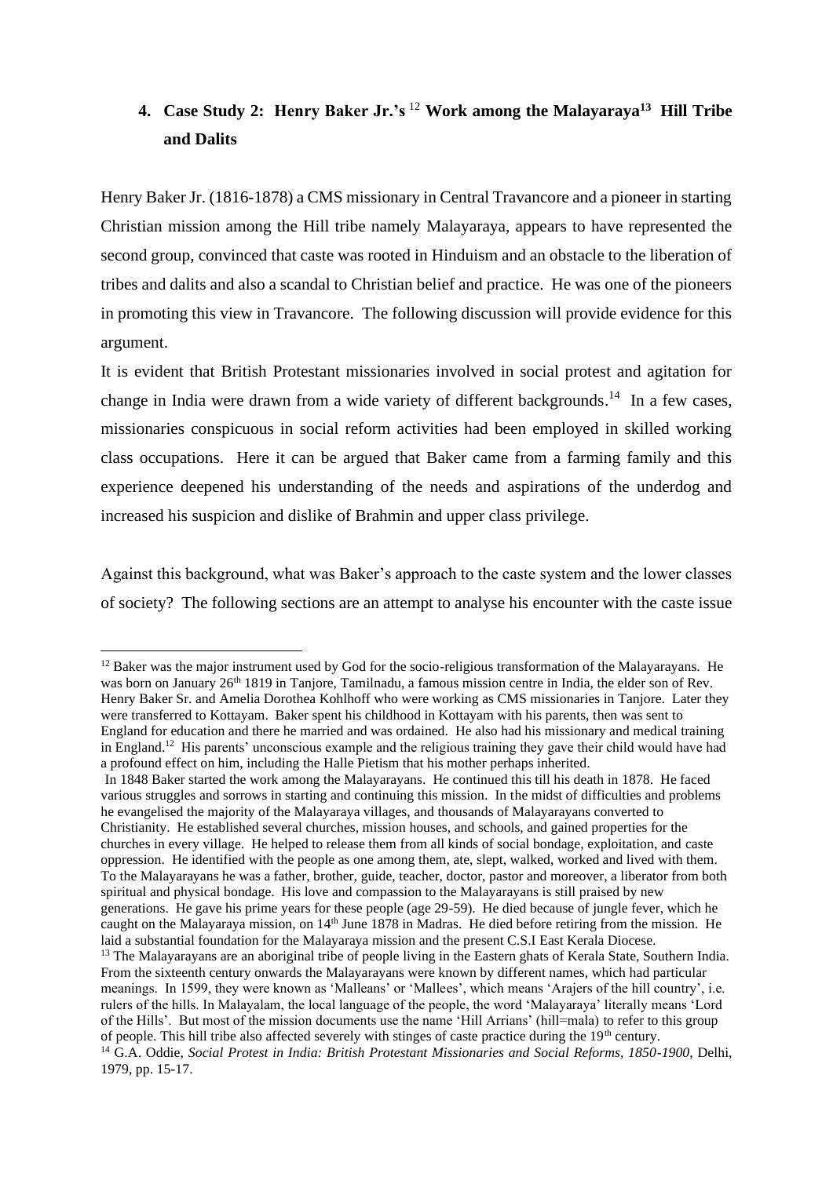## 4. Case Study 2: Henry Baker Jr.'s [12] Work among the Malayaraya[13] Hill Tribe and Dalits

Henry Baker Jr. (1816-1878) a CMS missionary in Central Travancore and a pioneer in starting Christian mission among the Hill tribe namely Malayaraya, appears to have represented the second group, convinced that caste was rooted in Hinduism and an obstacle to the liberation of tribes and dalits and also a scandal to Christian belief and practice. He was one of the pioneers in promoting this view in Travancore. The following discussion will provide evidence for this argument.

It is evident that British Protestant missionaries involved in social protest and agitation for change in India were drawn from a wide variety of different backgrounds.[14] In a few cases, missionaries conspicuous in social reform activities had been employed in skilled working class occupations. Here it can be argued that Baker came from a farming family and this experience deepened his understanding of the needs and aspirations of the underdog and increased his suspicion and dislike of Brahmin and upper class privilege.

Against this background, what was Baker's approach to the caste system and the lower classes of society? The following sections are an attempt to analyse his encounter with the caste issue

---

[12] Baker was the major instrument used by God for the socio-religious transformation of the Malayarayans. He was born on January 26th 1819 in Tanjore, Tamilnadu, a famous mission centre in India, the elder son of Rev. Henry Baker Sr. and Amelia Dorothea Kohlhoff who were working as CMS missionaries in Tanjore. Later they were transferred to Kottayam. Baker spent his childhood in Kottayam with his parents, then was sent to England for education and there he married and was ordained. He also had his missionary and medical training in England.[12] His parents' unconscious example and the religious training they gave their child would have had a profound effect on him, including the Halle Pietism that his mother perhaps inherited.

In 1848 Baker started the work among the Malayarayans. He continued this till his death in 1878. He faced various struggles and sorrows in starting and continuing this mission. In the midst of difficulties and problems he evangelised the majority of the Malayaraya villages, and thousands of Malayarayans converted to Christianity. He established several churches, mission houses, and schools, and gained properties for the churches in every village. He helped to release them from all kinds of social bondage, exploitation, and caste oppression. He identified with the people as one among them, ate, slept, walked, worked and lived with them. To the Malayarayans he was a father, brother, guide, teacher, doctor, pastor and moreover, a liberator from both spiritual and physical bondage. His love and compassion to the Malayarayans is still praised by new generations. He gave his prime years for these people (age 29-59). He died because of jungle fever, which he caught on the Malayaraya mission, on 14th June 1878 in Madras. He died before retiring from the mission. He laid a substantial foundation for the Malayaraya mission and the present C.S.I East Kerala Diocese.

[13] The Malayarayans are an aboriginal tribe of people living in the Eastern ghats of Kerala State, Southern India. From the sixteenth century onwards the Malayarayans were known by different names, which had particular meanings. In 1599, they were known as 'Malleans' or 'Mallees', which means 'Arajers of the hill country', i.e. rulers of the hills. In Malayalam, the local language of the people, the word 'Malayaraya' literally means 'Lord of the Hills'. But most of the mission documents use the name 'Hill Arrians' (hill=mala) to refer to this group of people. This hill tribe also affected severely with stinges of caste practice during the 19th century.

[14] G.A. Oddie, *Social Protest in India: British Protestant Missionaries and Social Reforms, 1850-1900*, Delhi, 1979, pp. 15-17.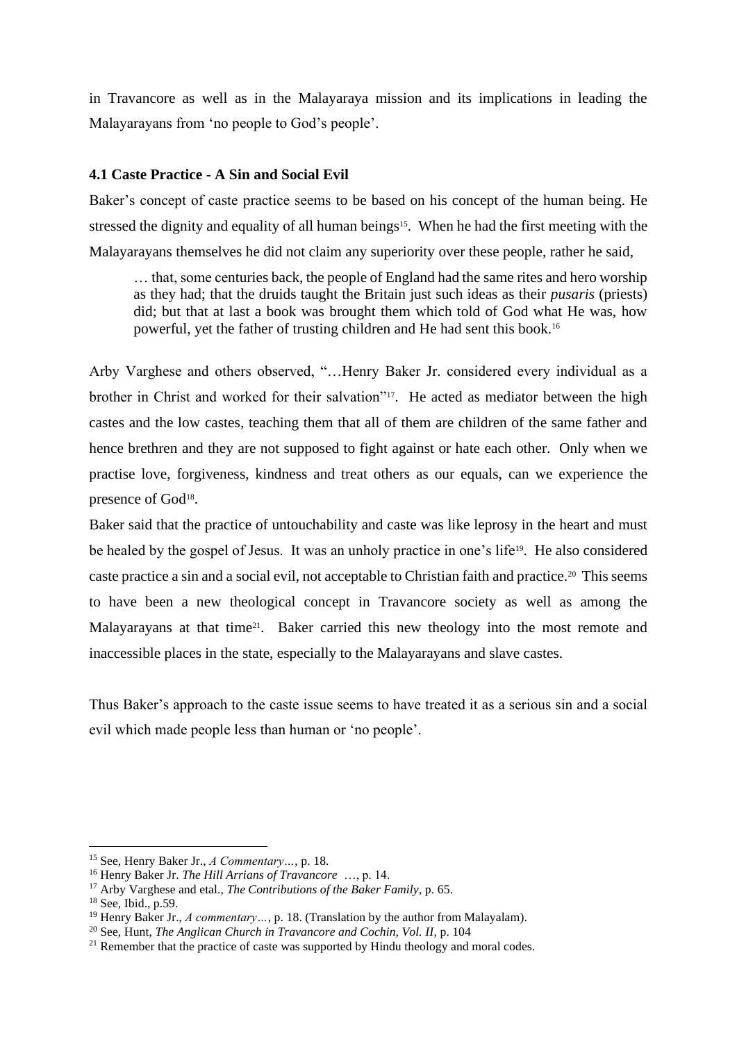in Travancore as well as in the Malayaraya mission and its implications in leading the Malayarayans from 'no people to God's people'.

### 4.1 Caste Practice - A Sin and Social Evil

Baker's concept of caste practice seems to be based on his concept of the human being. He stressed the dignity and equality of all human beings[15]. When he had the first meeting with the Malayarayans themselves he did not claim any superiority over these people, rather he said,

> … that, some centuries back, the people of England had the same rites and hero worship as they had; that the druids taught the Britain just such ideas as their *pusaris* (priests) did; but that at last a book was brought them which told of God what He was, how powerful, yet the father of trusting children and He had sent this book.[16]

Arby Varghese and others observed, "…Henry Baker Jr. considered every individual as a brother in Christ and worked for their salvation"[17]. He acted as mediator between the high castes and the low castes, teaching them that all of them are children of the same father and hence brethren and they are not supposed to fight against or hate each other. Only when we practise love, forgiveness, kindness and treat others as our equals, can we experience the presence of God[18].

Baker said that the practice of untouchability and caste was like leprosy in the heart and must be healed by the gospel of Jesus. It was an unholy practice in one's life[19]. He also considered caste practice a sin and a social evil, not acceptable to Christian faith and practice.[20] This seems to have been a new theological concept in Travancore society as well as among the Malayarayans at that time[21]. Baker carried this new theology into the most remote and inaccessible places in the state, especially to the Malayarayans and slave castes.

Thus Baker's approach to the caste issue seems to have treated it as a serious sin and a social evil which made people less than human or 'no people'.

---

[15] See, Henry Baker Jr., *A Commentary…*, p. 18.
[16] Henry Baker Jr. *The Hill Arrians of Travancore* …, p. 14.
[17] Arby Varghese and etal., *The Contributions of the Baker Family*, p. 65.
[18] See, Ibid., p.59.
[19] Henry Baker Jr., *A commentary…*, p. 18. (Translation by the author from Malayalam).
[20] See, Hunt, *The Anglican Church in Travancore and Cochin, Vol. II*, p. 104
[21] Remember that the practice of caste was supported by Hindu theology and moral codes.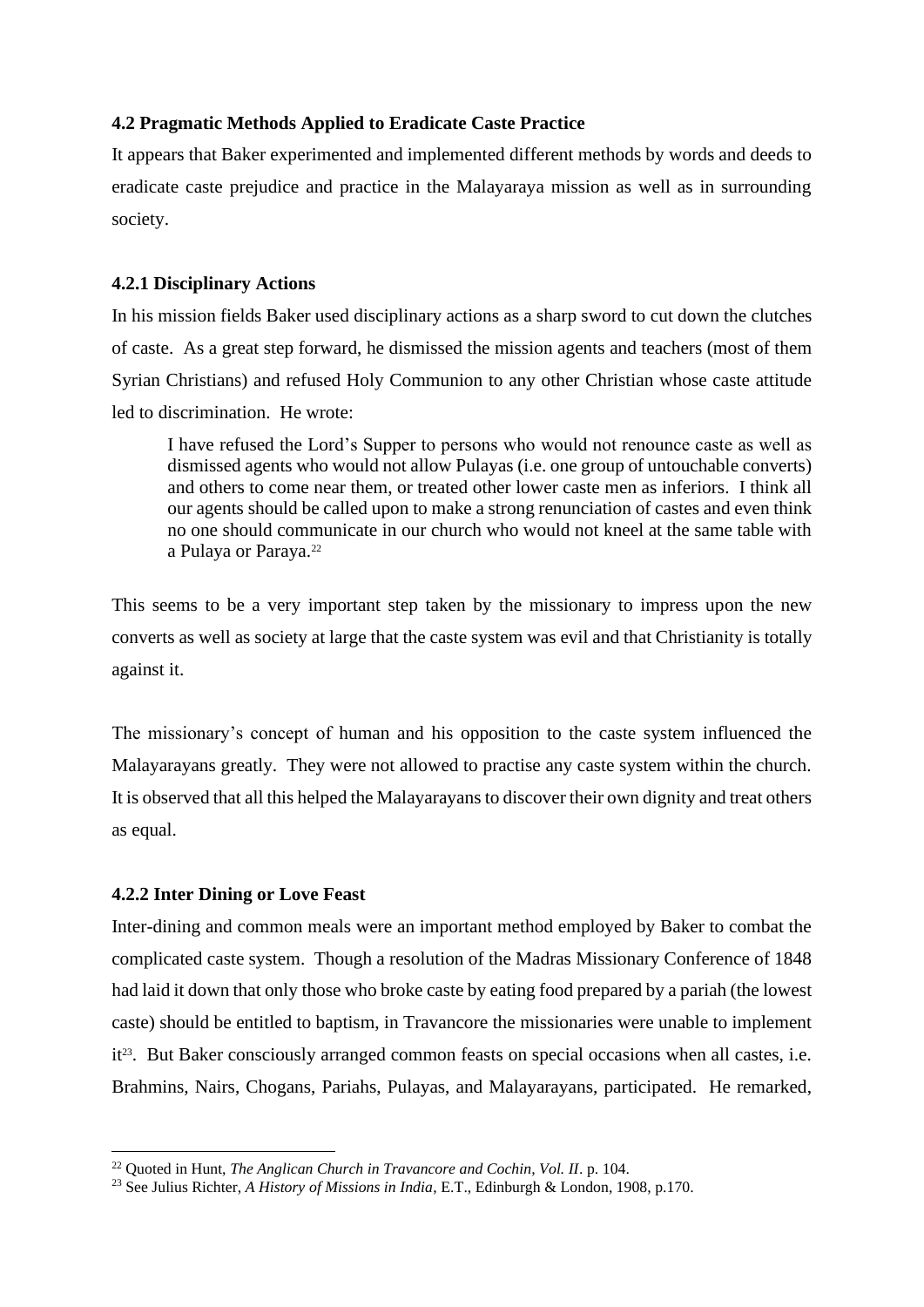### 4.2 Pragmatic Methods Applied to Eradicate Caste Practice

It appears that Baker experimented and implemented different methods by words and deeds to eradicate caste prejudice and practice in the Malayaraya mission as well as in surrounding society.

#### 4.2.1 Disciplinary Actions

In his mission fields Baker used disciplinary actions as a sharp sword to cut down the clutches of caste. As a great step forward, he dismissed the mission agents and teachers (most of them Syrian Christians) and refused Holy Communion to any other Christian whose caste attitude led to discrimination. He wrote:

> I have refused the Lord's Supper to persons who would not renounce caste as well as dismissed agents who would not allow Pulayas (i.e. one group of untouchable converts) and others to come near them, or treated other lower caste men as inferiors. I think all our agents should be called upon to make a strong renunciation of castes and even think no one should communicate in our church who would not kneel at the same table with a Pulaya or Paraya.[22]

This seems to be a very important step taken by the missionary to impress upon the new converts as well as society at large that the caste system was evil and that Christianity is totally against it.

The missionary's concept of human and his opposition to the caste system influenced the Malayarayans greatly. They were not allowed to practise any caste system within the church. It is observed that all this helped the Malayarayans to discover their own dignity and treat others as equal.

#### 4.2.2 Inter Dining or Love Feast

Inter-dining and common meals were an important method employed by Baker to combat the complicated caste system. Though a resolution of the Madras Missionary Conference of 1848 had laid it down that only those who broke caste by eating food prepared by a pariah (the lowest caste) should be entitled to baptism, in Travancore the missionaries were unable to implement it[23]. But Baker consciously arranged common feasts on special occasions when all castes, i.e. Brahmins, Nairs, Chogans, Pariahs, Pulayas, and Malayarayans, participated. He remarked,

---

[22] Quoted in Hunt, *The Anglican Church in Travancore and Cochin, Vol. II*. p. 104.

[23] See Julius Richter, *A History of Missions in India*, E.T., Edinburgh & London, 1908, p.170.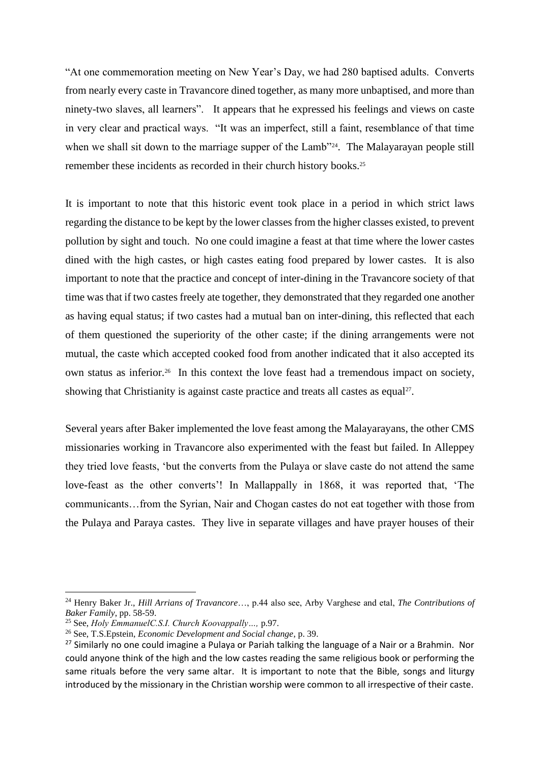"At one commemoration meeting on New Year's Day, we had 280 baptised adults. Converts from nearly every caste in Travancore dined together, as many more unbaptised, and more than ninety-two slaves, all learners". It appears that he expressed his feelings and views on caste in very clear and practical ways. "It was an imperfect, still a faint, resemblance of that time when we shall sit down to the marriage supper of the Lamb"[24]. The Malayarayan people still remember these incidents as recorded in their church history books.[25]

It is important to note that this historic event took place in a period in which strict laws regarding the distance to be kept by the lower classes from the higher classes existed, to prevent pollution by sight and touch. No one could imagine a feast at that time where the lower castes dined with the high castes, or high castes eating food prepared by lower castes. It is also important to note that the practice and concept of inter-dining in the Travancore society of that time was that if two castes freely ate together, they demonstrated that they regarded one another as having equal status; if two castes had a mutual ban on inter-dining, this reflected that each of them questioned the superiority of the other caste; if the dining arrangements were not mutual, the caste which accepted cooked food from another indicated that it also accepted its own status as inferior.[26] In this context the love feast had a tremendous impact on society, showing that Christianity is against caste practice and treats all castes as equal[27].

Several years after Baker implemented the love feast among the Malayarayans, the other CMS missionaries working in Travancore also experimented with the feast but failed. In Alleppey they tried love feasts, 'but the converts from the Pulaya or slave caste do not attend the same love-feast as the other converts'! In Mallappally in 1868, it was reported that, 'The communicants…from the Syrian, Nair and Chogan castes do not eat together with those from the Pulaya and Paraya castes. They live in separate villages and have prayer houses of their

---

[24] Henry Baker Jr., *Hill Arrians of Travancore*…, p.44 also see, Arby Varghese and etal, *The Contributions of Baker Family*, pp. 58-59.

[25] See, *Holy EmmanuelC.S.I. Church Koovappally…,* p.97.

[26] See, T.S.Epstein, *Economic Development and Social change*, p. 39.

[27] Similarly no one could imagine a Pulaya or Pariah talking the language of a Nair or a Brahmin. Nor could anyone think of the high and the low castes reading the same religious book or performing the same rituals before the very same altar. It is important to note that the Bible, songs and liturgy introduced by the missionary in the Christian worship were common to all irrespective of their caste.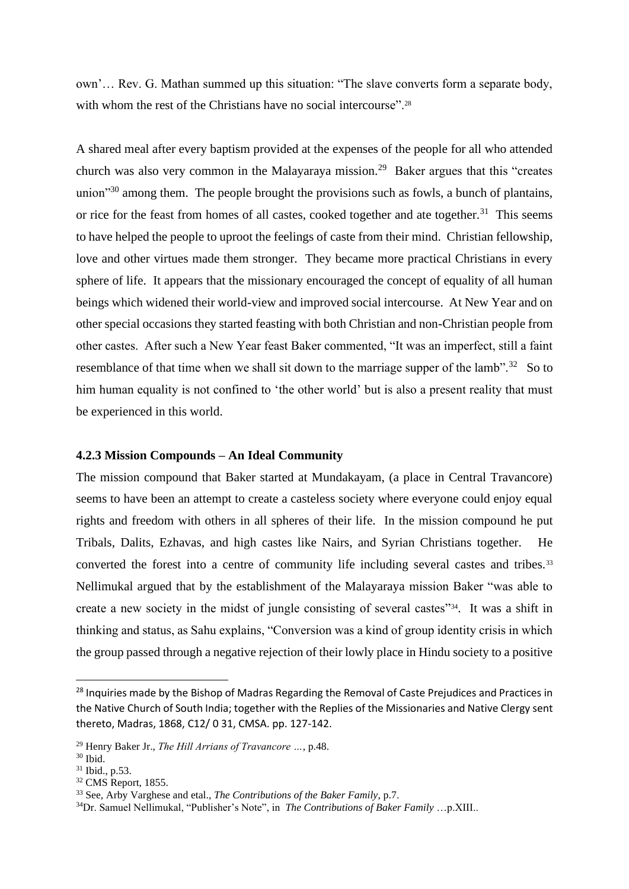own'… Rev. G. Mathan summed up this situation: "The slave converts form a separate body, with whom the rest of the Christians have no social intercourse".[28]

A shared meal after every baptism provided at the expenses of the people for all who attended church was also very common in the Malayaraya mission.[29] Baker argues that this "creates union"[30] among them. The people brought the provisions such as fowls, a bunch of plantains, or rice for the feast from homes of all castes, cooked together and ate together.[31] This seems to have helped the people to uproot the feelings of caste from their mind. Christian fellowship, love and other virtues made them stronger. They became more practical Christians in every sphere of life. It appears that the missionary encouraged the concept of equality of all human beings which widened their world-view and improved social intercourse. At New Year and on other special occasions they started feasting with both Christian and non-Christian people from other castes. After such a New Year feast Baker commented, "It was an imperfect, still a faint resemblance of that time when we shall sit down to the marriage supper of the lamb".[32] So to him human equality is not confined to 'the other world' but is also a present reality that must be experienced in this world.

#### 4.2.3 Mission Compounds – An Ideal Community

The mission compound that Baker started at Mundakayam, (a place in Central Travancore) seems to have been an attempt to create a casteless society where everyone could enjoy equal rights and freedom with others in all spheres of their life. In the mission compound he put Tribals, Dalits, Ezhavas, and high castes like Nairs, and Syrian Christians together. He converted the forest into a centre of community life including several castes and tribes.[33] Nellimukal argued that by the establishment of the Malayaraya mission Baker "was able to create a new society in the midst of jungle consisting of several castes"[34]. It was a shift in thinking and status, as Sahu explains, "Conversion was a kind of group identity crisis in which the group passed through a negative rejection of their lowly place in Hindu society to a positive

---

[28] Inquiries made by the Bishop of Madras Regarding the Removal of Caste Prejudices and Practices in the Native Church of South India; together with the Replies of the Missionaries and Native Clergy sent thereto, Madras, 1868, C12/ 0 31, CMSA. pp. 127-142.

[29] Henry Baker Jr., *The Hill Arrians of Travancore …*, p.48.

[30] Ibid.

[31] Ibid., p.53.

[32] CMS Report, 1855.

[33] See, Arby Varghese and etal., *The Contributions of the Baker Family*, p.7.

[34] Dr. Samuel Nellimukal, "Publisher's Note", in *The Contributions of Baker Family* …p.XIII..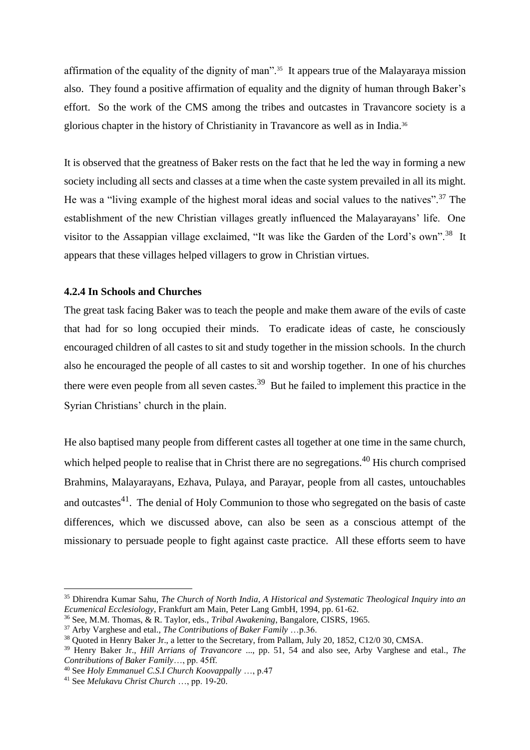affirmation of the equality of the dignity of man".[35] It appears true of the Malayaraya mission also. They found a positive affirmation of equality and the dignity of human through Baker's effort. So the work of the CMS among the tribes and outcastes in Travancore society is a glorious chapter in the history of Christianity in Travancore as well as in India.[36]

It is observed that the greatness of Baker rests on the fact that he led the way in forming a new society including all sects and classes at a time when the caste system prevailed in all its might. He was a "living example of the highest moral ideas and social values to the natives".[37] The establishment of the new Christian villages greatly influenced the Malayarayans' life. One visitor to the Assappian village exclaimed, "It was like the Garden of the Lord's own".[38] It appears that these villages helped villagers to grow in Christian virtues.

#### 4.2.4 In Schools and Churches

The great task facing Baker was to teach the people and make them aware of the evils of caste that had for so long occupied their minds. To eradicate ideas of caste, he consciously encouraged children of all castes to sit and study together in the mission schools. In the church also he encouraged the people of all castes to sit and worship together. In one of his churches there were even people from all seven castes.[39] But he failed to implement this practice in the Syrian Christians' church in the plain.

He also baptised many people from different castes all together at one time in the same church, which helped people to realise that in Christ there are no segregations.[40] His church comprised Brahmins, Malayarayans, Ezhava, Pulaya, and Parayar, people from all castes, untouchables and outcastes[41]. The denial of Holy Communion to those who segregated on the basis of caste differences, which we discussed above, can also be seen as a conscious attempt of the missionary to persuade people to fight against caste practice. All these efforts seem to have

---

[35] Dhirendra Kumar Sahu, *The Church of North India, A Historical and Systematic Theological Inquiry into an Ecumenical Ecclesiology*, Frankfurt am Main, Peter Lang GmbH, 1994, pp. 61-62.

[36] See, M.M. Thomas, & R. Taylor, eds., *Tribal Awakening*, Bangalore, CISRS, 1965.

[37] Arby Varghese and etal., *The Contributions of Baker Family* …p.36.

[38] Quoted in Henry Baker Jr., a letter to the Secretary, from Pallam, July 20, 1852, C12/0 30, CMSA.

[39] Henry Baker Jr., *Hill Arrians of Travancore* ..., pp. 51, 54 and also see, Arby Varghese and etal., *The Contributions of Baker Family*…, pp. 45ff.

[40] See *Holy Emmanuel C.S.I Church Koovappally* …, p.47

[41] See *Melukavu Christ Church* …, pp. 19-20.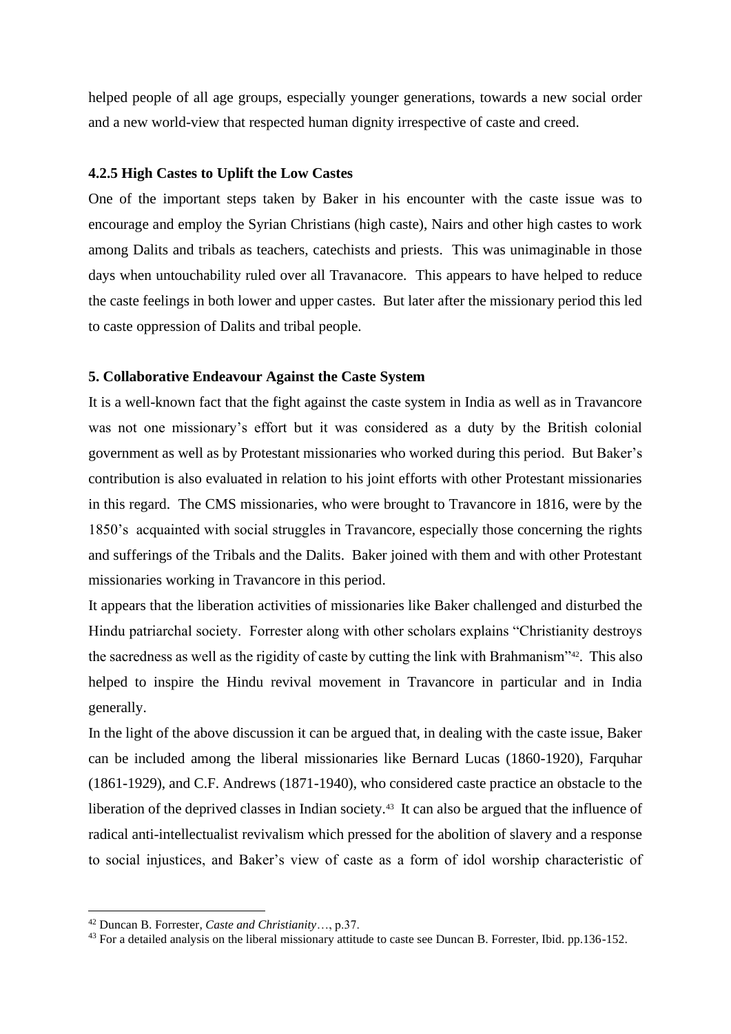helped people of all age groups, especially younger generations, towards a new social order and a new world-view that respected human dignity irrespective of caste and creed.

### 4.2.5 High Castes to Uplift the Low Castes

One of the important steps taken by Baker in his encounter with the caste issue was to encourage and employ the Syrian Christians (high caste), Nairs and other high castes to work among Dalits and tribals as teachers, catechists and priests. This was unimaginable in those days when untouchability ruled over all Travanacore. This appears to have helped to reduce the caste feelings in both lower and upper castes. But later after the missionary period this led to caste oppression of Dalits and tribal people.

## 5. Collaborative Endeavour Against the Caste System

It is a well-known fact that the fight against the caste system in India as well as in Travancore was not one missionary's effort but it was considered as a duty by the British colonial government as well as by Protestant missionaries who worked during this period. But Baker's contribution is also evaluated in relation to his joint efforts with other Protestant missionaries in this regard. The CMS missionaries, who were brought to Travancore in 1816, were by the 1850's acquainted with social struggles in Travancore, especially those concerning the rights and sufferings of the Tribals and the Dalits. Baker joined with them and with other Protestant missionaries working in Travancore in this period.

It appears that the liberation activities of missionaries like Baker challenged and disturbed the Hindu patriarchal society. Forrester along with other scholars explains "Christianity destroys the sacredness as well as the rigidity of caste by cutting the link with Brahmanism"[42]. This also helped to inspire the Hindu revival movement in Travancore in particular and in India generally.

In the light of the above discussion it can be argued that, in dealing with the caste issue, Baker can be included among the liberal missionaries like Bernard Lucas (1860-1920), Farquhar (1861-1929), and C.F. Andrews (1871-1940), who considered caste practice an obstacle to the liberation of the deprived classes in Indian society.[43] It can also be argued that the influence of radical anti-intellectualist revivalism which pressed for the abolition of slavery and a response to social injustices, and Baker's view of caste as a form of idol worship characteristic of

---

[42] Duncan B. Forrester, *Caste and Christianity*…, p.37.

[43] For a detailed analysis on the liberal missionary attitude to caste see Duncan B. Forrester, Ibid. pp.136-152.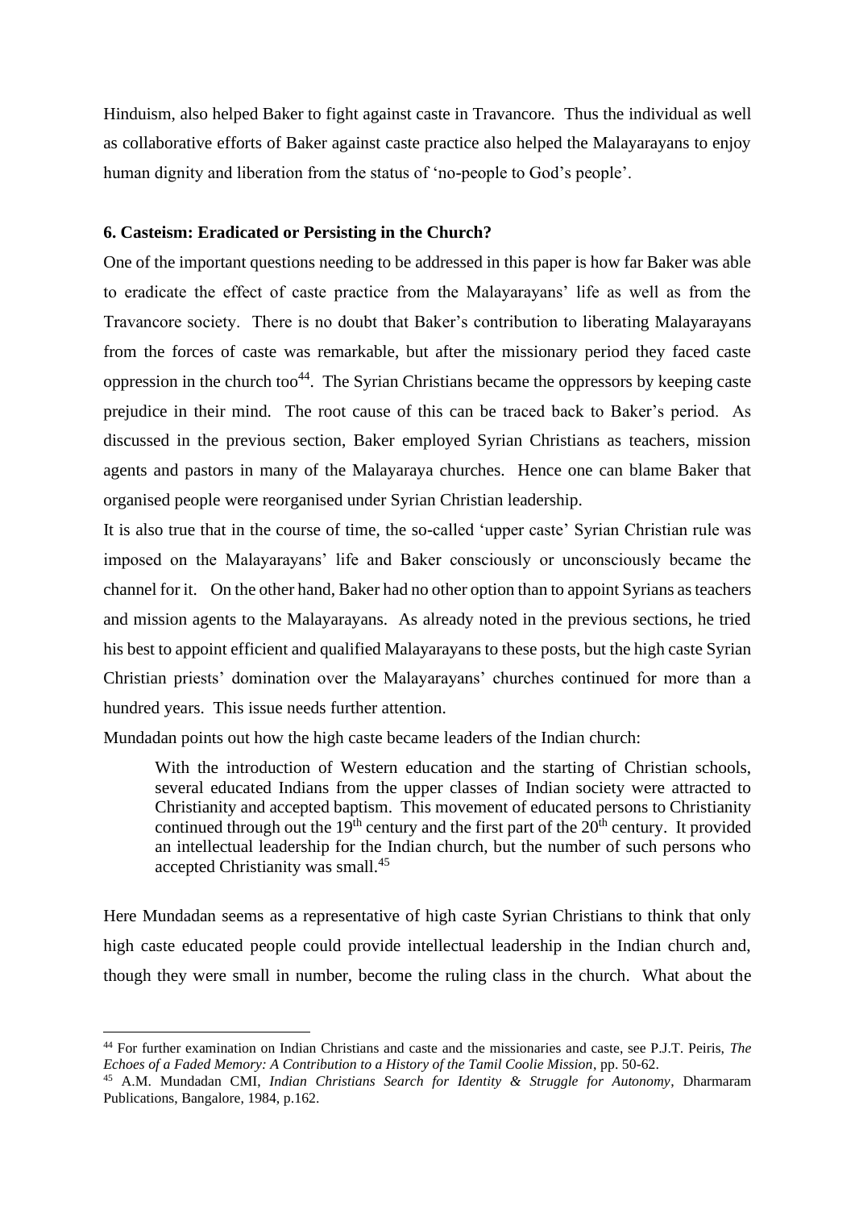Hinduism, also helped Baker to fight against caste in Travancore. Thus the individual as well as collaborative efforts of Baker against caste practice also helped the Malayarayans to enjoy human dignity and liberation from the status of 'no-people to God's people'.

**6. Casteism: Eradicated or Persisting in the Church?**

One of the important questions needing to be addressed in this paper is how far Baker was able to eradicate the effect of caste practice from the Malayarayans' life as well as from the Travancore society. There is no doubt that Baker's contribution to liberating Malayarayans from the forces of caste was remarkable, but after the missionary period they faced caste oppression in the church too[44]. The Syrian Christians became the oppressors by keeping caste prejudice in their mind. The root cause of this can be traced back to Baker's period. As discussed in the previous section, Baker employed Syrian Christians as teachers, mission agents and pastors in many of the Malayaraya churches. Hence one can blame Baker that organised people were reorganised under Syrian Christian leadership.

It is also true that in the course of time, the so-called 'upper caste' Syrian Christian rule was imposed on the Malayarayans' life and Baker consciously or unconsciously became the channel for it. On the other hand, Baker had no other option than to appoint Syrians as teachers and mission agents to the Malayarayans. As already noted in the previous sections, he tried his best to appoint efficient and qualified Malayarayans to these posts, but the high caste Syrian Christian priests' domination over the Malayarayans' churches continued for more than a hundred years. This issue needs further attention.

Mundadan points out how the high caste became leaders of the Indian church:

> With the introduction of Western education and the starting of Christian schools, several educated Indians from the upper classes of Indian society were attracted to Christianity and accepted baptism. This movement of educated persons to Christianity continued through out the 19th century and the first part of the 20th century. It provided an intellectual leadership for the Indian church, but the number of such persons who accepted Christianity was small.[45]

Here Mundadan seems as a representative of high caste Syrian Christians to think that only high caste educated people could provide intellectual leadership in the Indian church and, though they were small in number, become the ruling class in the church. What about the

---

[44] For further examination on Indian Christians and caste and the missionaries and caste, see P.J.T. Peiris, *The Echoes of a Faded Memory: A Contribution to a History of the Tamil Coolie Mission*, pp. 50-62.

[45] A.M. Mundadan CMI, *Indian Christians Search for Identity & Struggle for Autonomy*, Dharmaram Publications, Bangalore, 1984, p.162.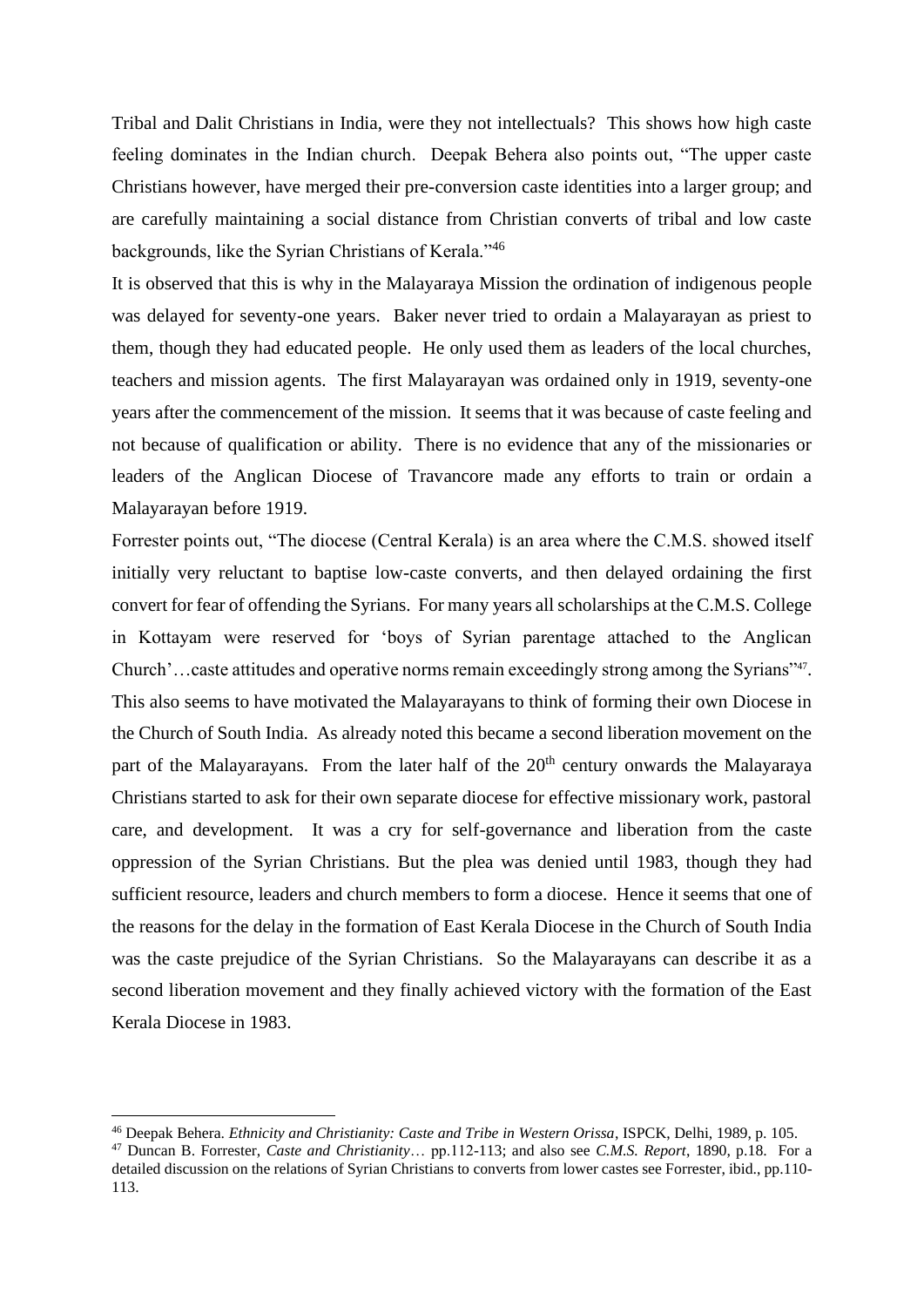Tribal and Dalit Christians in India, were they not intellectuals? This shows how high caste feeling dominates in the Indian church. Deepak Behera also points out, "The upper caste Christians however, have merged their pre-conversion caste identities into a larger group; and are carefully maintaining a social distance from Christian converts of tribal and low caste backgrounds, like the Syrian Christians of Kerala."[46]

It is observed that this is why in the Malayaraya Mission the ordination of indigenous people was delayed for seventy-one years. Baker never tried to ordain a Malayarayan as priest to them, though they had educated people. He only used them as leaders of the local churches, teachers and mission agents. The first Malayarayan was ordained only in 1919, seventy-one years after the commencement of the mission. It seems that it was because of caste feeling and not because of qualification or ability. There is no evidence that any of the missionaries or leaders of the Anglican Diocese of Travancore made any efforts to train or ordain a Malayarayan before 1919.

Forrester points out, "The diocese (Central Kerala) is an area where the C.M.S. showed itself initially very reluctant to baptise low-caste converts, and then delayed ordaining the first convert for fear of offending the Syrians. For many years all scholarships at the C.M.S. College in Kottayam were reserved for 'boys of Syrian parentage attached to the Anglican Church'…caste attitudes and operative norms remain exceedingly strong among the Syrians"[47]. This also seems to have motivated the Malayarayans to think of forming their own Diocese in the Church of South India. As already noted this became a second liberation movement on the part of the Malayarayans. From the later half of the 20th century onwards the Malayaraya Christians started to ask for their own separate diocese for effective missionary work, pastoral care, and development. It was a cry for self-governance and liberation from the caste oppression of the Syrian Christians. But the plea was denied until 1983, though they had sufficient resource, leaders and church members to form a diocese. Hence it seems that one of the reasons for the delay in the formation of East Kerala Diocese in the Church of South India was the caste prejudice of the Syrian Christians. So the Malayarayans can describe it as a second liberation movement and they finally achieved victory with the formation of the East Kerala Diocese in 1983.

---

[46] Deepak Behera. *Ethnicity and Christianity: Caste and Tribe in Western Orissa*, ISPCK, Delhi, 1989, p. 105.

[47] Duncan B. Forrester, *Caste and Christianity*… pp.112-113; and also see *C.M.S. Report*, 1890, p.18. For a detailed discussion on the relations of Syrian Christians to converts from lower castes see Forrester, ibid., pp.110-113.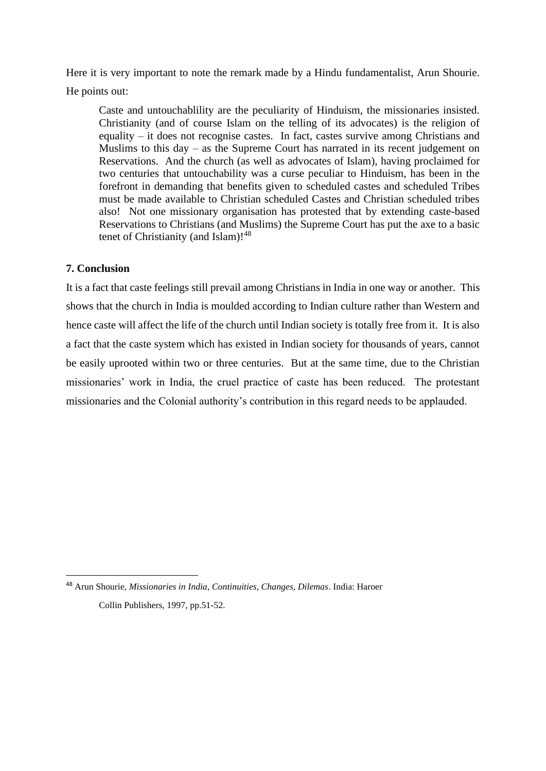Here it is very important to note the remark made by a Hindu fundamentalist, Arun Shourie. He points out:

> Caste and untouchablility are the peculiarity of Hinduism, the missionaries insisted. Christianity (and of course Islam on the telling of its advocates) is the religion of equality – it does not recognise castes. In fact, castes survive among Christians and Muslims to this day – as the Supreme Court has narrated in its recent judgement on Reservations. And the church (as well as advocates of Islam), having proclaimed for two centuries that untouchability was a curse peculiar to Hinduism, has been in the forefront in demanding that benefits given to scheduled castes and scheduled Tribes must be made available to Christian scheduled Castes and Christian scheduled tribes also! Not one missionary organisation has protested that by extending caste-based Reservations to Christians (and Muslims) the Supreme Court has put the axe to a basic tenet of Christianity (and Islam)![48]

### 7. Conclusion

It is a fact that caste feelings still prevail among Christians in India in one way or another. This shows that the church in India is moulded according to Indian culture rather than Western and hence caste will affect the life of the church until Indian society is totally free from it. It is also a fact that the caste system which has existed in Indian society for thousands of years, cannot be easily uprooted within two or three centuries. But at the same time, due to the Christian missionaries' work in India, the cruel practice of caste has been reduced. The protestant missionaries and the Colonial authority's contribution in this regard needs to be applauded.

---

[48] Arun Shourie, *Missionaries in India, Continuities, Changes, Dilemas*. India: Haroer Collin Publishers, 1997, pp.51-52.